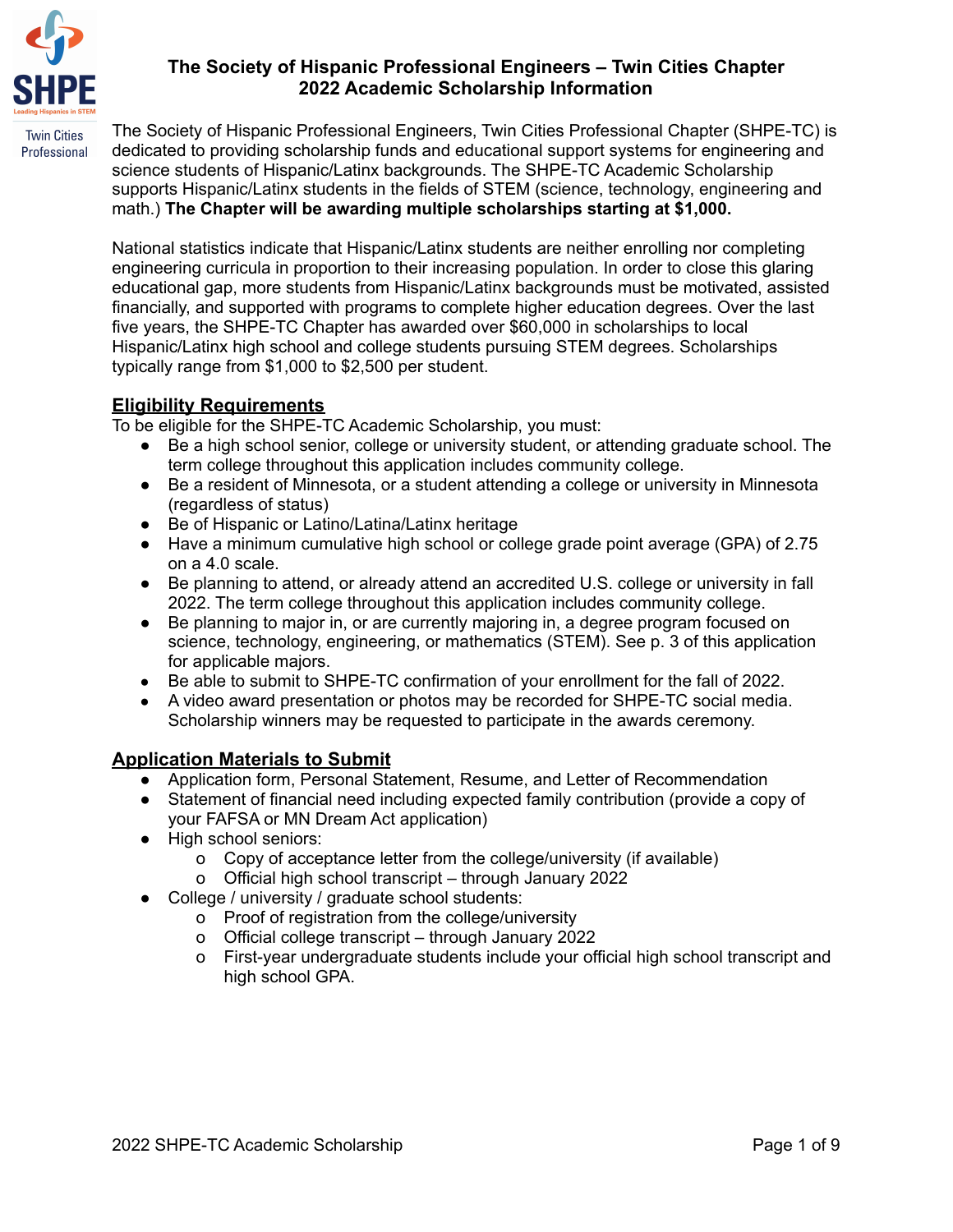# The Society of Hispanic Professional Engineers – Twin Cities Chapter
# 2022 Academic Scholarship Information

The Society of Hispanic Professional Engineers, Twin Cities Professional Chapter (SHPE-TC) is dedicated to providing scholarship funds and educational support systems for engineering and science students of Hispanic/Latinx backgrounds. The SHPE-TC Academic Scholarship supports Hispanic/Latinx students in the fields of STEM (science, technology, engineering and math.) **The Chapter will be awarding multiple scholarships starting at $1,000.**

National statistics indicate that Hispanic/Latinx students are neither enrolling nor completing engineering curricula in proportion to their increasing population. In order to close this glaring educational gap, more students from Hispanic/Latinx backgrounds must be motivated, assisted financially, and supported with programs to complete higher education degrees. Over the last five years, the SHPE-TC Chapter has awarded over $60,000 in scholarships to local Hispanic/Latinx high school and college students pursuing STEM degrees. Scholarships typically range from $1,000 to $2,500 per student.

## Eligibility Requirements

To be eligible for the SHPE-TC Academic Scholarship, you must:

- Be a high school senior, college or university student, or attending graduate school. The term college throughout this application includes community college.
- Be a resident of Minnesota, or a student attending a college or university in Minnesota (regardless of status)
- Be of Hispanic or Latino/Latina/Latinx heritage
- Have a minimum cumulative high school or college grade point average (GPA) of 2.75 on a 4.0 scale.
- Be planning to attend, or already attend an accredited U.S. college or university in fall 2022. The term college throughout this application includes community college.
- Be planning to major in, or are currently majoring in, a degree program focused on science, technology, engineering, or mathematics (STEM). See p. 3 of this application for applicable majors.
- Be able to submit to SHPE-TC confirmation of your enrollment for the fall of 2022.
- A video award presentation or photos may be recorded for SHPE-TC social media. Scholarship winners may be requested to participate in the awards ceremony.

## Application Materials to Submit

- Application form, Personal Statement, Resume, and Letter of Recommendation
- Statement of financial need including expected family contribution (provide a copy of your FAFSA or MN Dream Act application)
- High school seniors:
  - Copy of acceptance letter from the college/university (if available)
  - Official high school transcript – through January 2022
- College / university / graduate school students:
  - Proof of registration from the college/university
  - Official college transcript – through January 2022
  - First-year undergraduate students include your official high school transcript and high school GPA.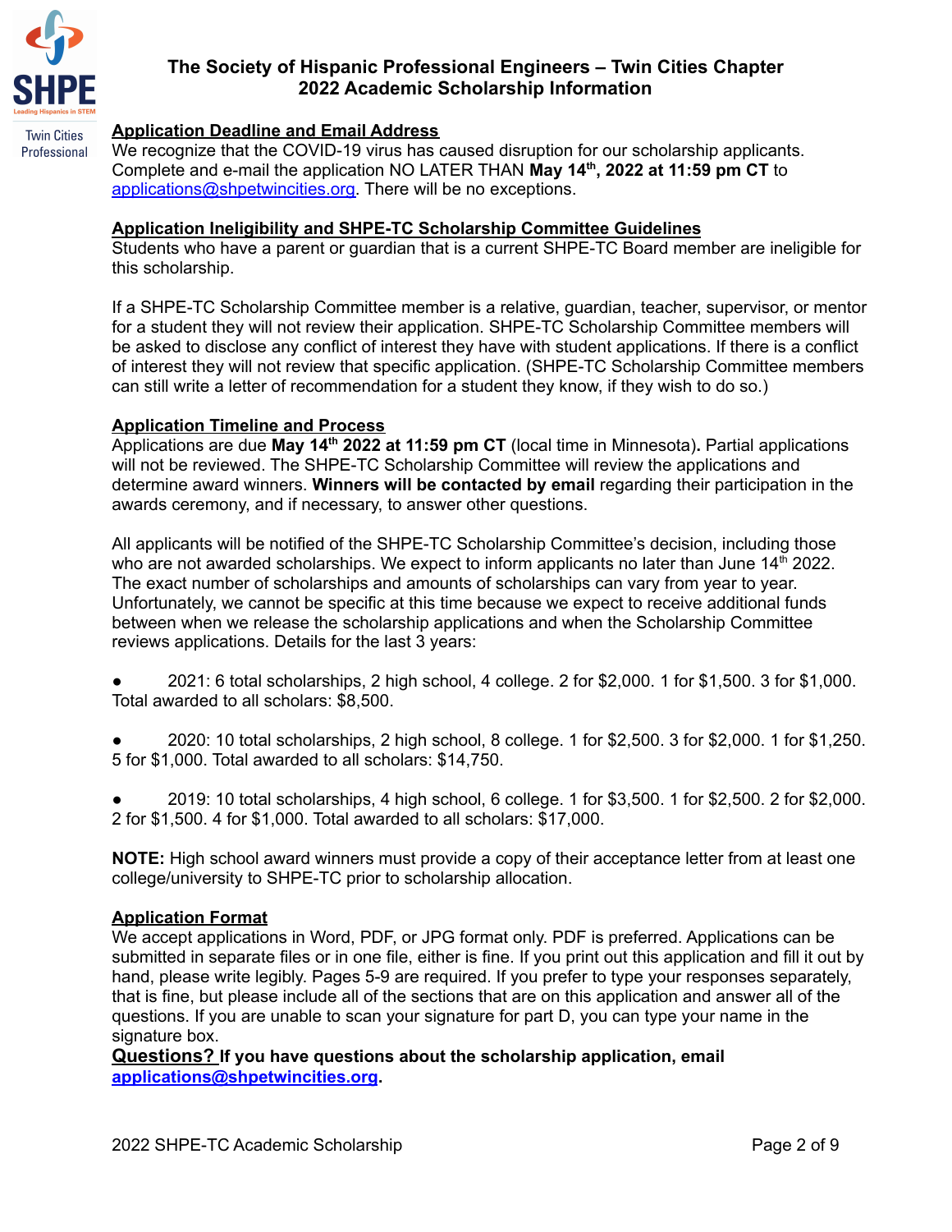# The Society of Hispanic Professional Engineers – Twin Cities Chapter
# 2022 Academic Scholarship Information

## Application Deadline and Email Address

We recognize that the COVID-19 virus has caused disruption for our scholarship applicants. Complete and e-mail the application NO LATER THAN **May 14th, 2022 at 11:59 pm CT** to applications@shpetwincities.org. There will be no exceptions.

## Application Ineligibility and SHPE-TC Scholarship Committee Guidelines

Students who have a parent or guardian that is a current SHPE-TC Board member are ineligible for this scholarship.

If a SHPE-TC Scholarship Committee member is a relative, guardian, teacher, supervisor, or mentor for a student they will not review their application. SHPE-TC Scholarship Committee members will be asked to disclose any conflict of interest they have with student applications. If there is a conflict of interest they will not review that specific application. (SHPE-TC Scholarship Committee members can still write a letter of recommendation for a student they know, if they wish to do so.)

## Application Timeline and Process

Applications are due **May 14th 2022 at 11:59 pm CT** (local time in Minnesota)**.** Partial applications will not be reviewed. The SHPE-TC Scholarship Committee will review the applications and determine award winners. **Winners will be contacted by email** regarding their participation in the awards ceremony, and if necessary, to answer other questions.

All applicants will be notified of the SHPE-TC Scholarship Committee's decision, including those who are not awarded scholarships. We expect to inform applicants no later than June 14th 2022. The exact number of scholarships and amounts of scholarships can vary from year to year. Unfortunately, we cannot be specific at this time because we expect to receive additional funds between when we release the scholarship applications and when the Scholarship Committee reviews applications. Details for the last 3 years:

- 2021: 6 total scholarships, 2 high school, 4 college. 2 for $2,000. 1 for $1,500. 3 for $1,000. Total awarded to all scholars: $8,500.
- 2020: 10 total scholarships, 2 high school, 8 college. 1 for $2,500. 3 for $2,000. 1 for $1,250. 5 for $1,000. Total awarded to all scholars: $14,750.
- 2019: 10 total scholarships, 4 high school, 6 college. 1 for $3,500. 1 for $2,500. 2 for $2,000. 2 for $1,500. 4 for $1,000. Total awarded to all scholars: $17,000.

**NOTE:** High school award winners must provide a copy of their acceptance letter from at least one college/university to SHPE-TC prior to scholarship allocation.

## Application Format

We accept applications in Word, PDF, or JPG format only. PDF is preferred. Applications can be submitted in separate files or in one file, either is fine. If you print out this application and fill it out by hand, please write legibly. Pages 5-9 are required. If you prefer to type your responses separately, that is fine, but please include all of the sections that are on this application and answer all of the questions. If you are unable to scan your signature for part D, you can type your name in the signature box.

**Questions? If you have questions about the scholarship application, email applications@shpetwincities.org.**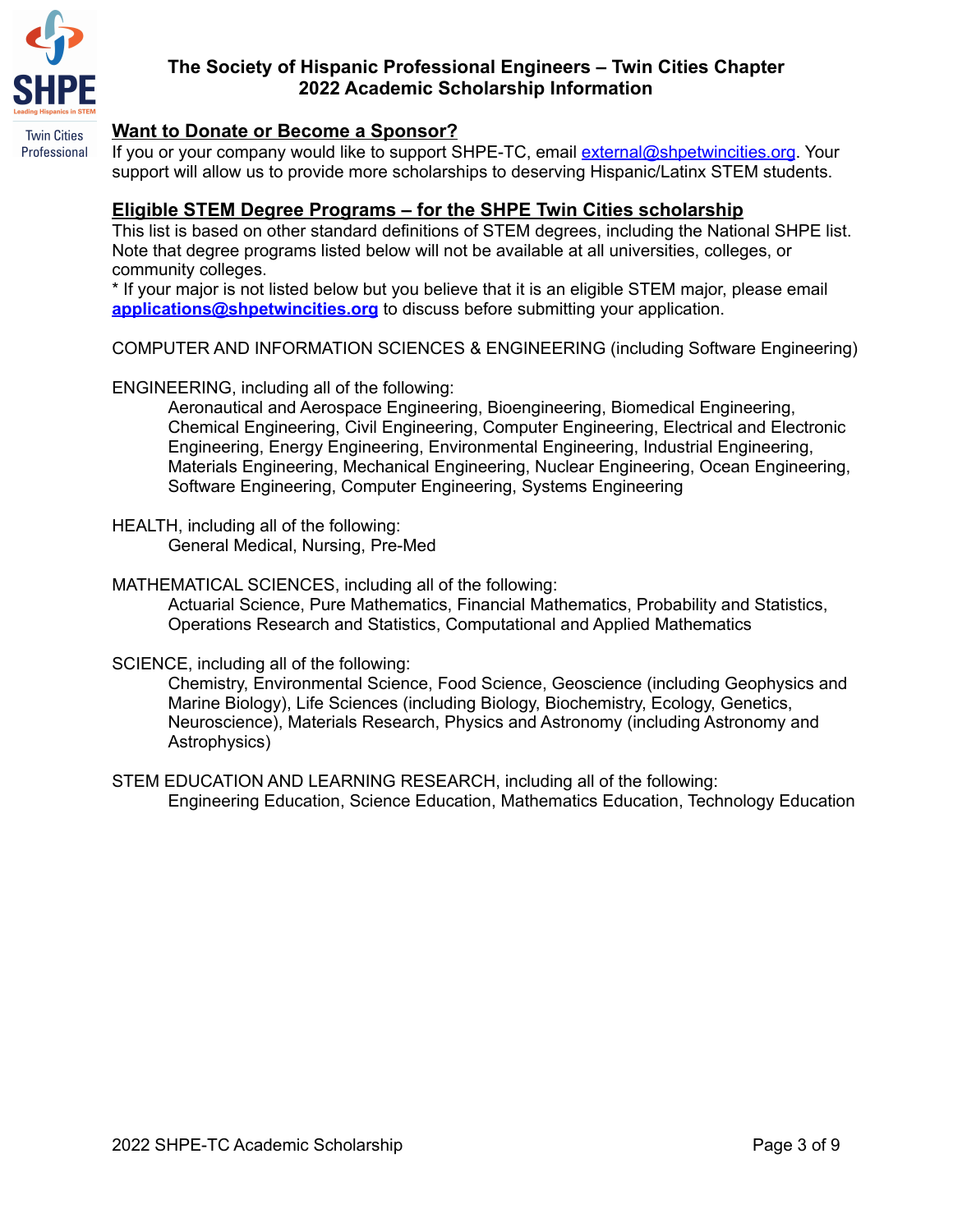## Want to Donate or Become a Sponsor?

If you or your company would like to support SHPE-TC, email external@shpetwincities.org. Your support will allow us to provide more scholarships to deserving Hispanic/Latinx STEM students.

## Eligible STEM Degree Programs – for the SHPE Twin Cities scholarship

This list is based on other standard definitions of STEM degrees, including the National SHPE list. Note that degree programs listed below will not be available at all universities, colleges, or community colleges.

* If your major is not listed below but you believe that it is an eligible STEM major, please email **applications@shpetwincities.org** to discuss before submitting your application.

COMPUTER AND INFORMATION SCIENCES & ENGINEERING (including Software Engineering)

ENGINEERING, including all of the following:

> Aeronautical and Aerospace Engineering, Bioengineering, Biomedical Engineering, Chemical Engineering, Civil Engineering, Computer Engineering, Electrical and Electronic Engineering, Energy Engineering, Environmental Engineering, Industrial Engineering, Materials Engineering, Mechanical Engineering, Nuclear Engineering, Ocean Engineering, Software Engineering, Computer Engineering, Systems Engineering

HEALTH, including all of the following:

> General Medical, Nursing, Pre-Med

MATHEMATICAL SCIENCES, including all of the following:

> Actuarial Science, Pure Mathematics, Financial Mathematics, Probability and Statistics, Operations Research and Statistics, Computational and Applied Mathematics

SCIENCE, including all of the following:

> Chemistry, Environmental Science, Food Science, Geoscience (including Geophysics and Marine Biology), Life Sciences (including Biology, Biochemistry, Ecology, Genetics, Neuroscience), Materials Research, Physics and Astronomy (including Astronomy and Astrophysics)

STEM EDUCATION AND LEARNING RESEARCH, including all of the following:

> Engineering Education, Science Education, Mathematics Education, Technology Education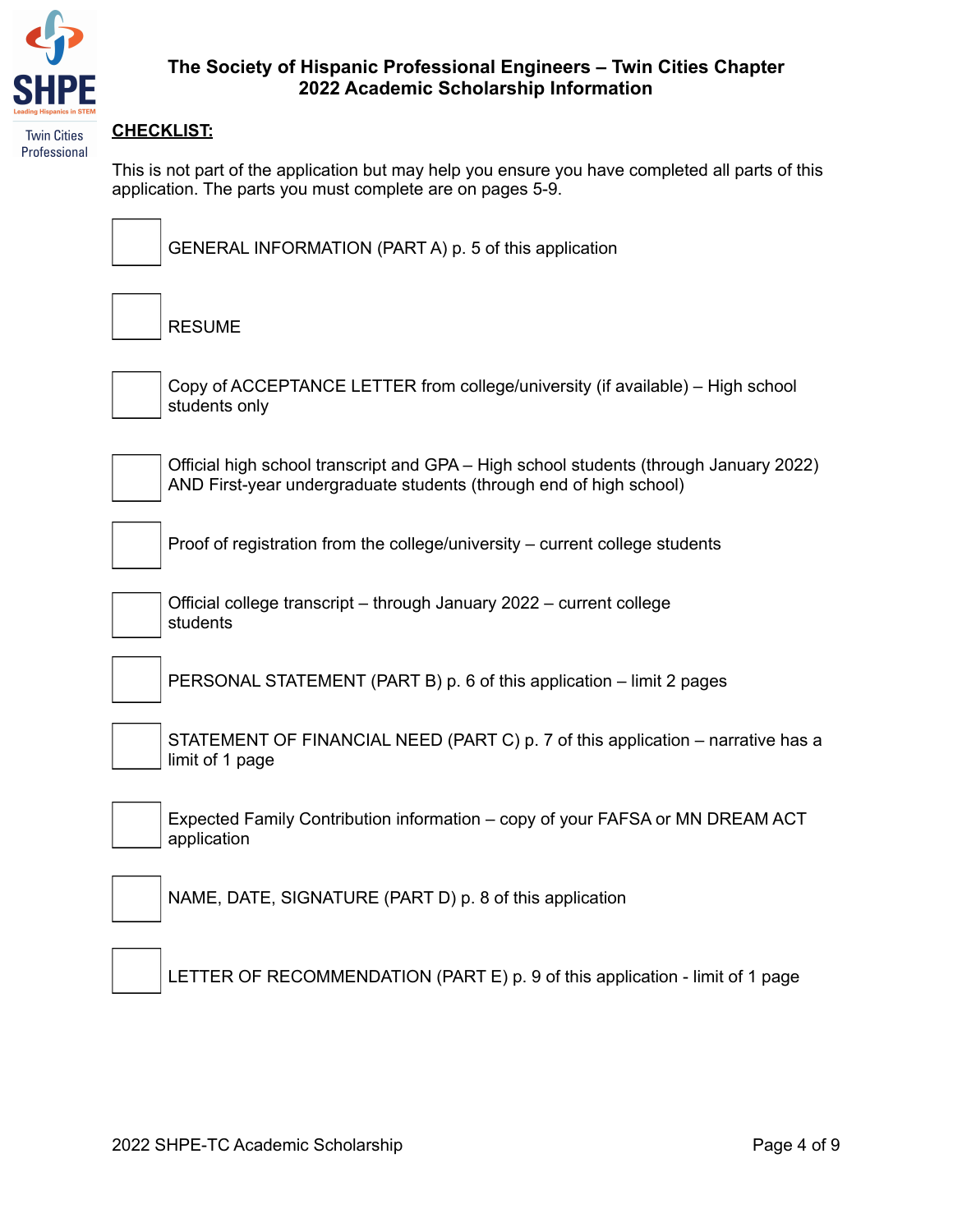Twin Cities Professional

# The Society of Hispanic Professional Engineers – Twin Cities Chapter
## 2022 Academic Scholarship Information

**CHECKLIST:**

This is not part of the application but may help you ensure you have completed all parts of this application. The parts you must complete are on pages 5-9.

- [ ] GENERAL INFORMATION (PART A) p. 5 of this application
- [ ] RESUME
- [ ] Copy of ACCEPTANCE LETTER from college/university (if available) – High school students only
- [ ] Official high school transcript and GPA – High school students (through January 2022) AND First-year undergraduate students (through end of high school)
- [ ] Proof of registration from the college/university – current college students
- [ ] Official college transcript – through January 2022 – current college students
- [ ] PERSONAL STATEMENT (PART B) p. 6 of this application – limit 2 pages
- [ ] STATEMENT OF FINANCIAL NEED (PART C) p. 7 of this application – narrative has a limit of 1 page
- [ ] Expected Family Contribution information – copy of your FAFSA or MN DREAM ACT application
- [ ] NAME, DATE, SIGNATURE (PART D) p. 8 of this application
- [ ] LETTER OF RECOMMENDATION (PART E) p. 9 of this application - limit of 1 page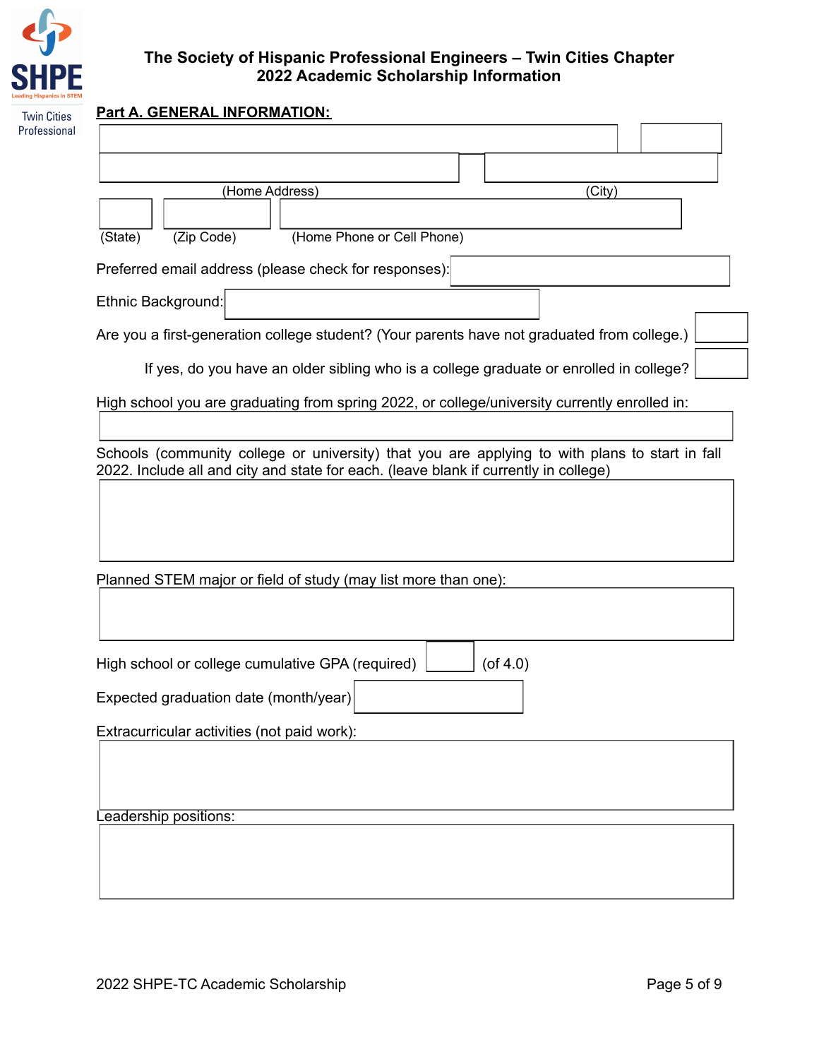# The Society of Hispanic Professional Engineers – Twin Cities Chapter
## 2022 Academic Scholarship Information

**Part A. GENERAL INFORMATION:**

(Home Address) (City)

(State) (Zip Code) (Home Phone or Cell Phone)

Preferred email address (please check for responses):

Ethnic Background:

Are you a first-generation college student? (Your parents have not graduated from college.)

If yes, do you have an older sibling who is a college graduate or enrolled in college?

High school you are graduating from spring 2022, or college/university currently enrolled in:

Schools (community college or university) that you are applying to with plans to start in fall 2022. Include all and city and state for each. (leave blank if currently in college)

Planned STEM major or field of study (may list more than one):

High school or college cumulative GPA (required) (of 4.0)

Expected graduation date (month/year)

Extracurricular activities (not paid work):

Leadership positions: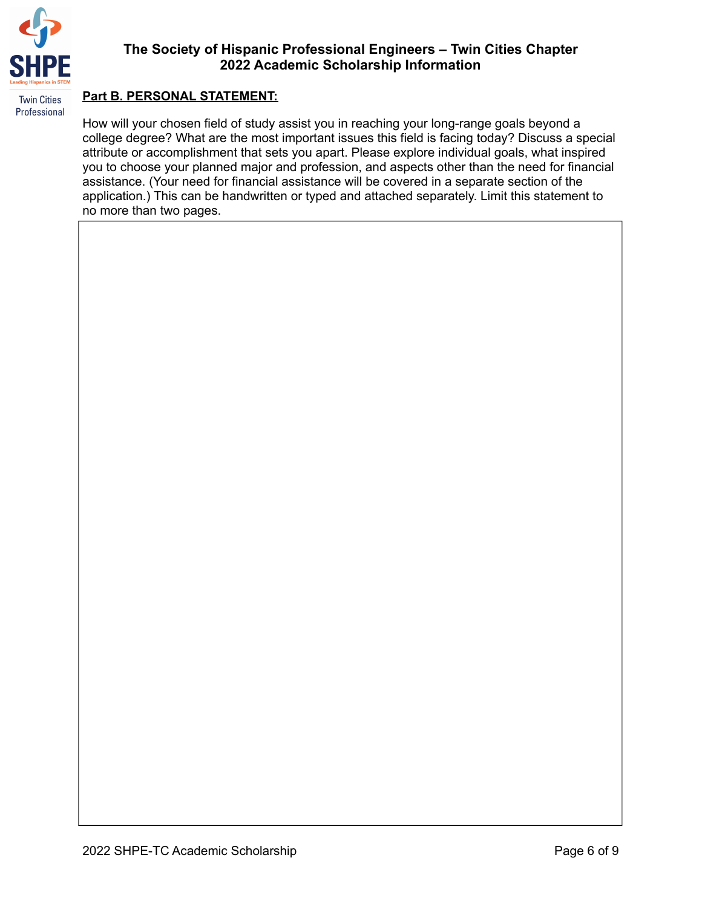# The Society of Hispanic Professional Engineers – Twin Cities Chapter
## 2022 Academic Scholarship Information

**Part B. PERSONAL STATEMENT:**

How will your chosen field of study assist you in reaching your long-range goals beyond a college degree? What are the most important issues this field is facing today? Discuss a special attribute or accomplishment that sets you apart. Please explore individual goals, what inspired you to choose your planned major and profession, and aspects other than the need for financial assistance. (Your need for financial assistance will be covered in a separate section of the application.) This can be handwritten or typed and attached separately. Limit this statement to no more than two pages.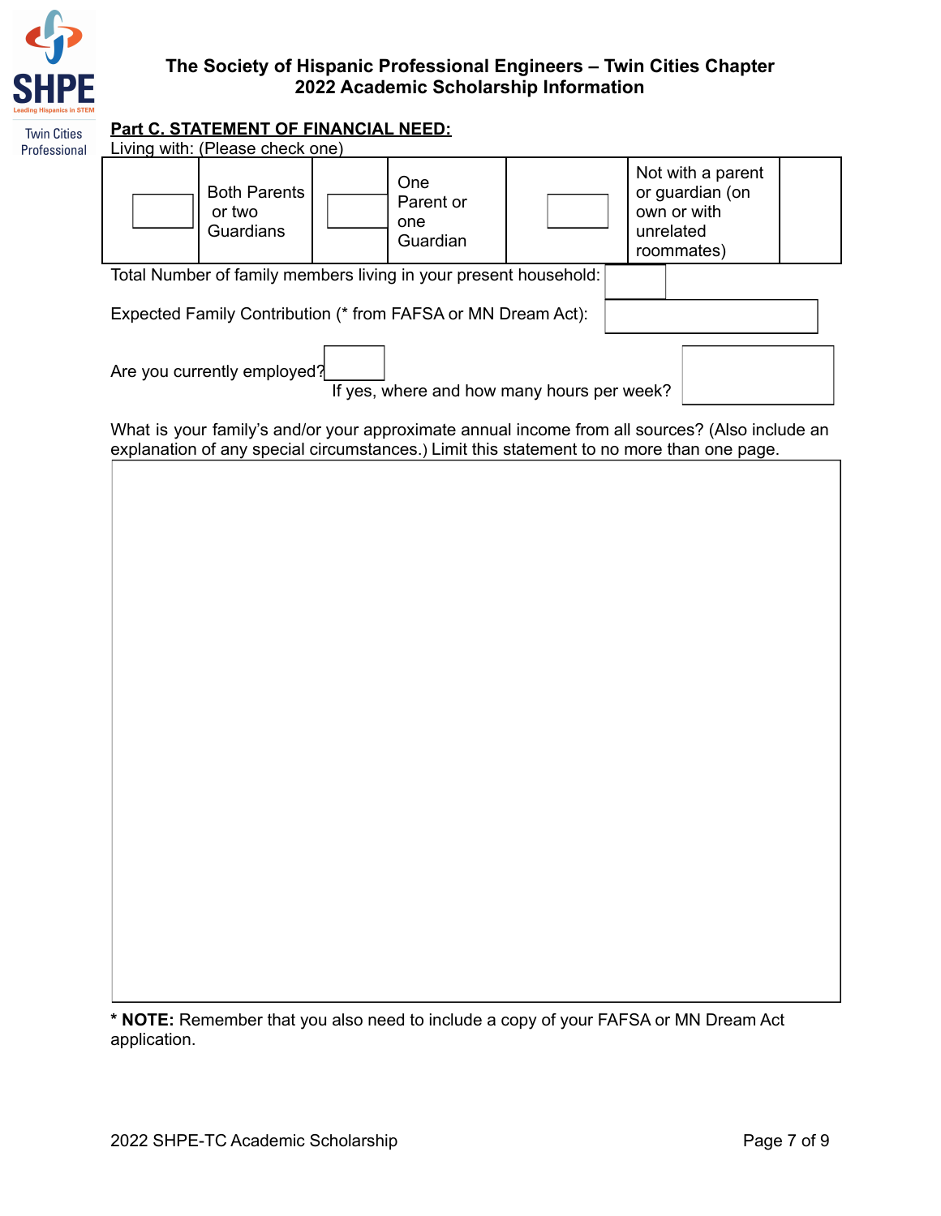# The Society of Hispanic Professional Engineers – Twin Cities Chapter
## 2022 Academic Scholarship Information

**Part C. STATEMENT OF FINANCIAL NEED:**

Living with: (Please check one)

| | | | | | | |
|---|---|---|---|---|---|---|
| | Both Parents or two Guardians | | One Parent or one Guardian | | Not with a parent or guardian (on own or with unrelated roommates) | |

Total Number of family members living in your present household:

Expected Family Contribution (* from FAFSA or MN Dream Act):

Are you currently employed?

If yes, where and how many hours per week?

What is your family's and/or your approximate annual income from all sources? (Also include an explanation of any special circumstances.) Limit this statement to no more than one page.

**\* NOTE:** Remember that you also need to include a copy of your FAFSA or MN Dream Act application.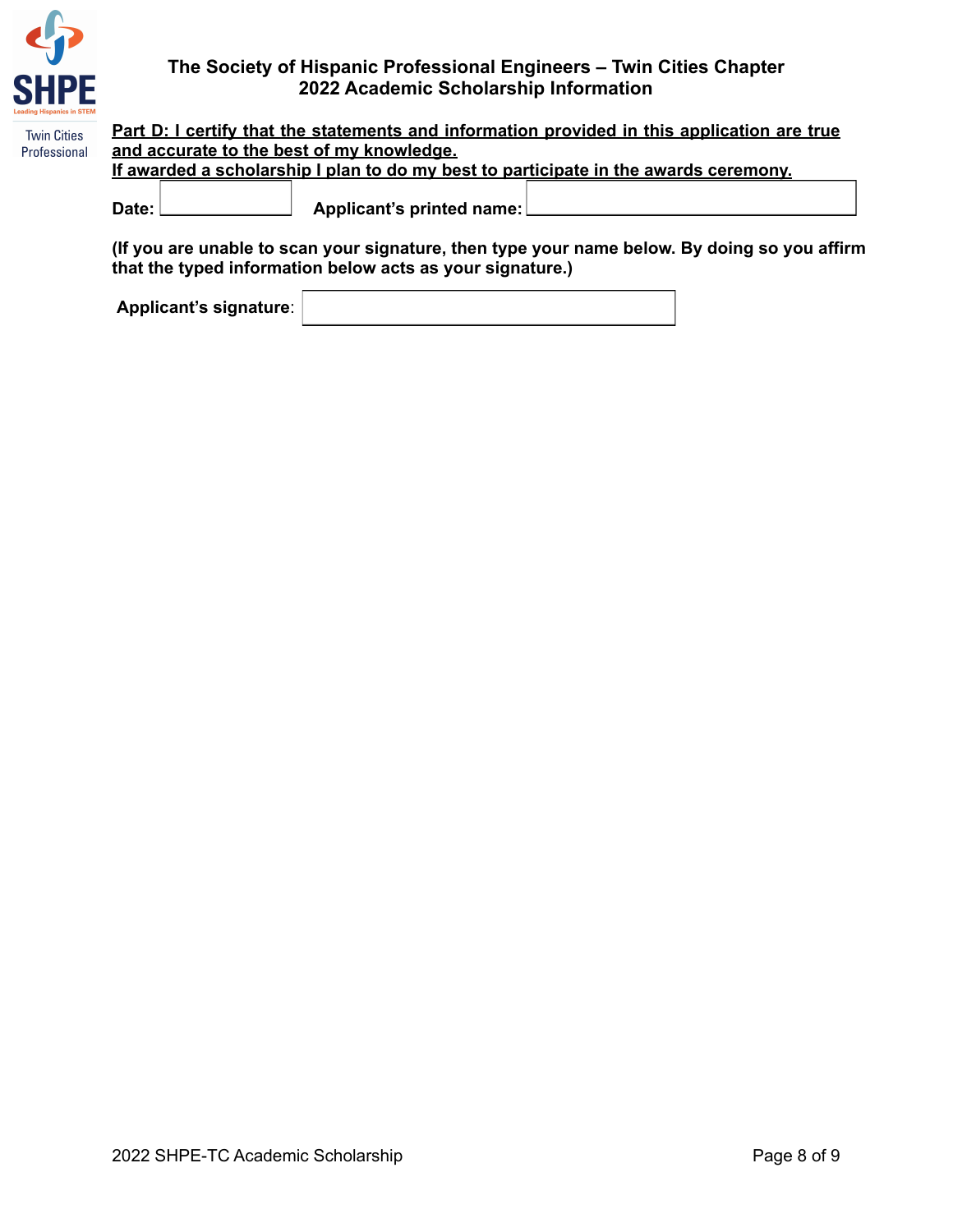SHPE
Leading Hispanics in STEM
Twin Cities Professional

**The Society of Hispanic Professional Engineers – Twin Cities Chapter**
**2022 Academic Scholarship Information**

**Part D: I certify that the statements and information provided in this application are true and accurate to the best of my knowledge.**
**If awarded a scholarship I plan to do my best to participate in the awards ceremony.**

**Date:** ______________ **Applicant's printed name:** ______________________________

**(If you are unable to scan your signature, then type your name below. By doing so you affirm that the typed information below acts as your signature.)**

**Applicant's signature**: ______________________________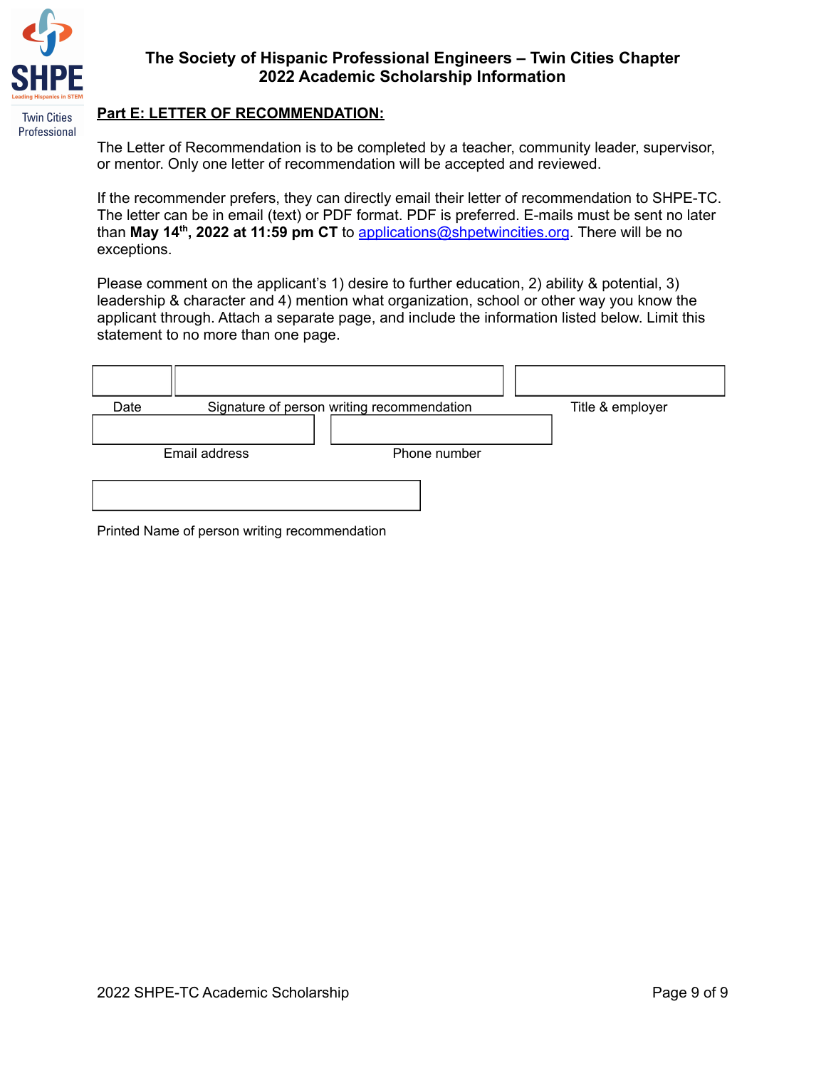**The Society of Hispanic Professional Engineers – Twin Cities Chapter**
**2022 Academic Scholarship Information**

## Part E: LETTER OF RECOMMENDATION:

The Letter of Recommendation is to be completed by a teacher, community leader, supervisor, or mentor. Only one letter of recommendation will be accepted and reviewed.

If the recommender prefers, they can directly email their letter of recommendation to SHPE-TC. The letter can be in email (text) or PDF format. PDF is preferred. E-mails must be sent no later than **May 14th, 2022 at 11:59 pm CT** to applications@shpetwincities.org. There will be no exceptions.

Please comment on the applicant's 1) desire to further education, 2) ability & potential, 3) leadership & character and 4) mention what organization, school or other way you know the applicant through. Attach a separate page, and include the information listed below. Limit this statement to no more than one page.

| | | |
|---|---|---|
| | | |
| Date | Signature of person writing recommendation | Title & employer |

| | |
|---|---|
| | |
| Email address | Phone number |

| |
|---|
| |
| Printed Name of person writing recommendation |